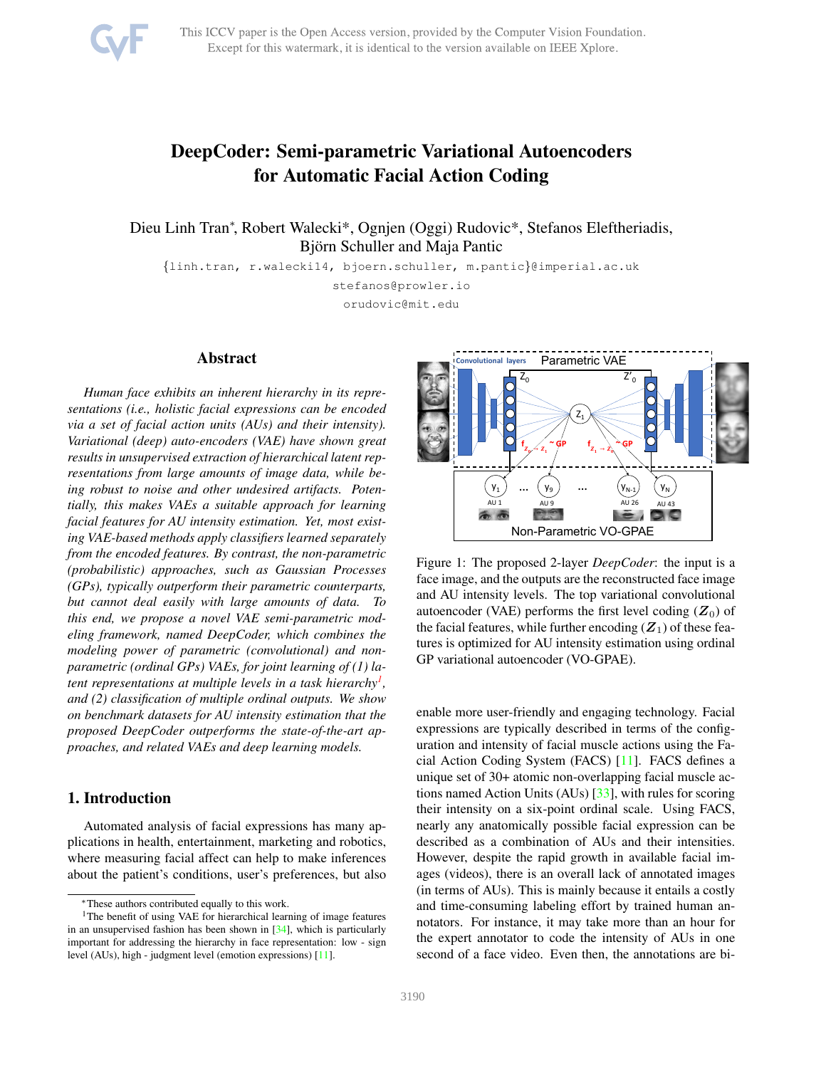# DeepCoder: Semi-parametric Variational Autoencoders for Automatic Facial Action Coding

Dieu Linh Tran*, Robert Walecki*, Ognjen (Oggi) Rudovic*, Stefanos Eleftheriadis, Björn Schuller and Maja Pantic

{linh.tran, r.walecki14, bjoern.schuller, m.pantic}@imperial.ac.uk

stefanos@prowler.io

orudovic@mit.edu

## Abstract

*Human face exhibits an inherent hierarchy in its representations (i.e., holistic facial expressions can be encoded via a set of facial action units (AUs) and their intensity). Variational (deep) auto-encoders (VAE) have shown great results in unsupervised extraction of hierarchical latent representations from large amounts of image data, while being robust to noise and other undesired artifacts. Potentially, this makes VAEs a suitable approach for learning facial features for AU intensity estimation. Yet, most existing VAE-based methods apply classifiers learned separately from the encoded features. By contrast, the non-parametric (probabilistic) approaches, such as Gaussian Processes (GPs), typically outperform their parametric counterparts, but cannot deal easily with large amounts of data. To this end, we propose a novel VAE semi-parametric modeling framework, named DeepCoder, which combines the modeling power of parametric (convolutional) and non-parametric (ordinal GPs) VAEs, for joint learning of (1) latent representations at multiple levels in a task hierarchy[1], and (2) classification of multiple ordinal outputs. We show on benchmark datasets for AU intensity estimation that the proposed DeepCoder outperforms the state-of-the-art approaches, and related VAEs and deep learning models.*

## 1. Introduction

Automated analysis of facial expressions has many applications in health, entertainment, marketing and robotics, where measuring facial affect can help to make inferences about the patient's conditions, user's preferences, but also enable more user-friendly and engaging technology. Facial expressions are typically described in terms of the configuration and intensity of facial muscle actions using the Facial Action Coding System (FACS) [11]. FACS defines a unique set of 30+ atomic non-overlapping facial muscle actions named Action Units (AUs) [33], with rules for scoring their intensity on a six-point ordinal scale. Using FACS, nearly any anatomically possible facial expression can be described as a combination of AUs and their intensities. However, despite the rapid growth in available facial images (videos), there is an overall lack of annotated images (in terms of AUs). This is mainly because it entails a costly and time-consuming labeling effort by trained human annotators. For instance, it may take more than an hour for the expert annotator to code the intensity of AUs in one second of a face video. Even then, the annotations are bi-

Figure 1: The proposed 2-layer *DeepCoder*: the input is a face image, and the outputs are the reconstructed face image and AU intensity levels. The top variational convolutional autoencoder (VAE) performs the first level coding ($\boldsymbol{Z}_0$) of the facial features, while further encoding ($\boldsymbol{Z}_1$) of these features is optimized for AU intensity estimation using ordinal GP variational autoencoder (VO-GPAE).

*These authors contributed equally to this work.

[1]The benefit of using VAE for hierarchical learning of image features in an unsupervised fashion has been shown in [34], which is particularly important for addressing the hierarchy in face representation: low - sign level (AUs), high - judgment level (emotion expressions) [11].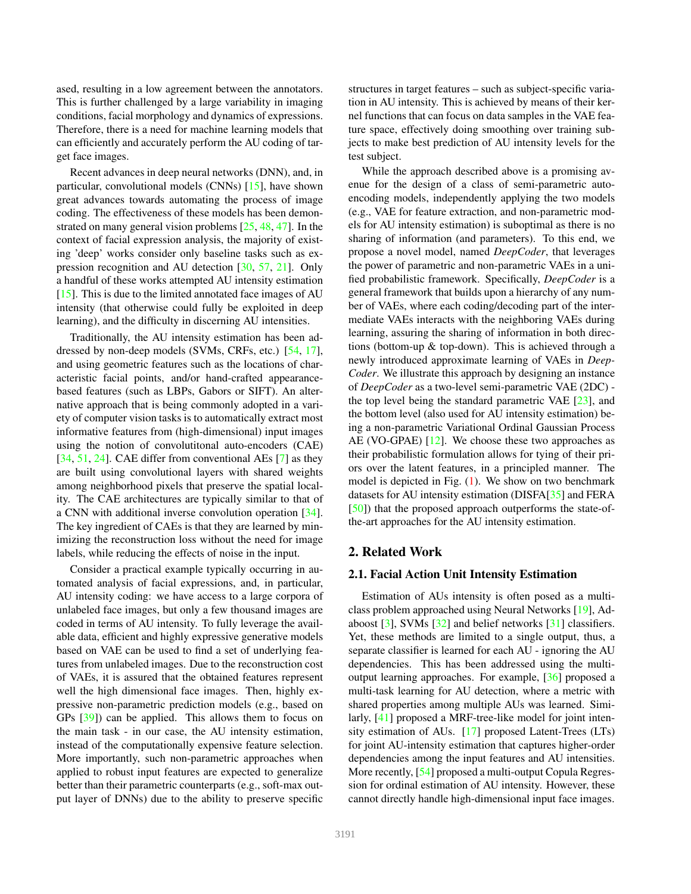ased, resulting in a low agreement between the annotators. This is further challenged by a large variability in imaging conditions, facial morphology and dynamics of expressions. Therefore, there is a need for machine learning models that can efficiently and accurately perform the AU coding of target face images.

Recent advances in deep neural networks (DNN), and, in particular, convolutional models (CNNs) [15], have shown great advances towards automating the process of image coding. The effectiveness of these models has been demonstrated on many general vision problems [25, 48, 47]. In the context of facial expression analysis, the majority of existing 'deep' works consider only baseline tasks such as expression recognition and AU detection [30, 57, 21]. Only a handful of these works attempted AU intensity estimation [15]. This is due to the limited annotated face images of AU intensity (that otherwise could fully be exploited in deep learning), and the difficulty in discerning AU intensities.

Traditionally, the AU intensity estimation has been addressed by non-deep models (SVMs, CRFs, etc.) [54, 17], and using geometric features such as the locations of characteristic facial points, and/or hand-crafted appearance-based features (such as LBPs, Gabors or SIFT). An alternative approach that is being commonly adopted in a variety of computer vision tasks is to automatically extract most informative features from (high-dimensional) input images using the notion of convolutitonal auto-encoders (CAE) [34, 51, 24]. CAE differ from conventional AEs [7] as they are built using convolutional layers with shared weights among neighborhood pixels that preserve the spatial locality. The CAE architectures are typically similar to that of a CNN with additional inverse convolution operation [34]. The key ingredient of CAEs is that they are learned by minimizing the reconstruction loss without the need for image labels, while reducing the effects of noise in the input.

Consider a practical example typically occurring in automated analysis of facial expressions, and, in particular, AU intensity coding: we have access to a large corpora of unlabeled face images, but only a few thousand images are coded in terms of AU intensity. To fully leverage the available data, efficient and highly expressive generative models based on VAE can be used to find a set of underlying features from unlabeled images. Due to the reconstruction cost of VAEs, it is assured that the obtained features represent well the high dimensional face images. Then, highly expressive non-parametric prediction models (e.g., based on GPs [39]) can be applied. This allows them to focus on the main task - in our case, the AU intensity estimation, instead of the computationally expensive feature selection. More importantly, such non-parametric approaches when applied to robust input features are expected to generalize better than their parametric counterparts (e.g., soft-max output layer of DNNs) due to the ability to preserve specific structures in target features – such as subject-specific variation in AU intensity. This is achieved by means of their kernel functions that can focus on data samples in the VAE feature space, effectively doing smoothing over training subjects to make best prediction of AU intensity levels for the test subject.

While the approach described above is a promising avenue for the design of a class of semi-parametric auto-encoding models, independently applying the two models (e.g., VAE for feature extraction, and non-parametric models for AU intensity estimation) is suboptimal as there is no sharing of information (and parameters). To this end, we propose a novel model, named *DeepCoder*, that leverages the power of parametric and non-parametric VAEs in a unified probabilistic framework. Specifically, *DeepCoder* is a general framework that builds upon a hierarchy of any number of VAEs, where each coding/decoding part of the intermediate VAEs interacts with the neighboring VAEs during learning, assuring the sharing of information in both directions (bottom-up & top-down). This is achieved through a newly introduced approximate learning of VAEs in *DeepCoder*. We illustrate this approach by designing an instance of *DeepCoder* as a two-level semi-parametric VAE (2DC) - the top level being the standard parametric VAE [23], and the bottom level (also used for AU intensity estimation) being a non-parametric Variational Ordinal Gaussian Process AE (VO-GPAE) [12]. We choose these two approaches as their probabilistic formulation allows for tying of their priors over the latent features, in a principled manner. The model is depicted in Fig. (1). We show on two benchmark datasets for AU intensity estimation (DISFA[35] and FERA [50]) that the proposed approach outperforms the state-of-the-art approaches for the AU intensity estimation.

## 2. Related Work

### 2.1. Facial Action Unit Intensity Estimation

Estimation of AUs intensity is often posed as a multi-class problem approached using Neural Networks [19], Adaboost [3], SVMs [32] and belief networks [31] classifiers. Yet, these methods are limited to a single output, thus, a separate classifier is learned for each AU - ignoring the AU dependencies. This has been addressed using the multi-output learning approaches. For example, [36] proposed a multi-task learning for AU detection, where a metric with shared properties among multiple AUs was learned. Similarly, [41] proposed a MRF-tree-like model for joint intensity estimation of AUs. [17] proposed Latent-Trees (LTs) for joint AU-intensity estimation that captures higher-order dependencies among the input features and AU intensities. More recently, [54] proposed a multi-output Copula Regression for ordinal estimation of AU intensity. However, these cannot directly handle high-dimensional input face images.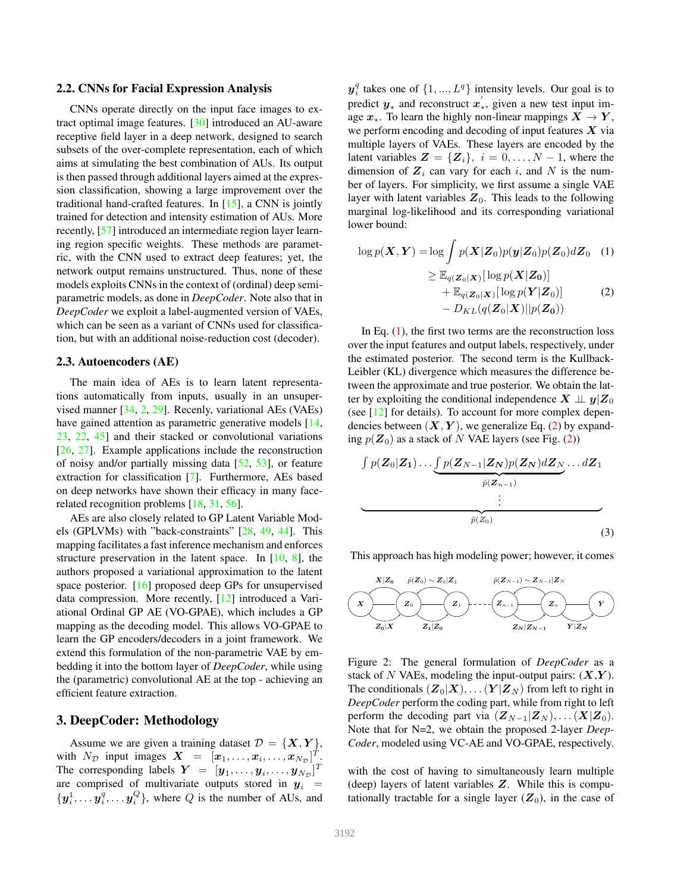### 2.2. CNNs for Facial Expression Analysis

CNNs operate directly on the input face images to extract optimal image features. [30] introduced an AU-aware receptive field layer in a deep network, designed to search subsets of the over-complete representation, each of which aims at simulating the best combination of AUs. Its output is then passed through additional layers aimed at the expression classification, showing a large improvement over the traditional hand-crafted features. In [15], a CNN is jointly trained for detection and intensity estimation of AUs. More recently, [57] introduced an intermediate region layer learning region specific weights. These methods are parametric, with the CNN used to extract deep features; yet, the network output remains unstructured. Thus, none of these models exploits CNNs in the context of (ordinal) deep semi-parametric models, as done in *DeepCoder*. Note also that in *DeepCoder* we exploit a label-augmented version of VAEs, which can be seen as a variant of CNNs used for classification, but with an additional noise-reduction cost (decoder).

### 2.3. Autoencoders (AE)

The main idea of AEs is to learn latent representations automatically from inputs, usually in an unsupervised manner [34, 2, 29]. Recently, variational AEs (VAEs) have gained attention as parametric generative models [14, 23, 22, 45] and their stacked or convolutional variations [26, 27]. Example applications include the reconstruction of noisy and/or partially missing data [52, 53], or feature extraction for classification [7]. Furthermore, AEs based on deep networks have shown their efficacy in many face-related recognition problems [18, 31, 56].

AEs are also closely related to GP Latent Variable Models (GPLVMs) with "back-constraints" [28, 49, 44]. This mapping facilitates a fast inference mechanism and enforces structure preservation in the latent space. In [10, 8], the authors proposed a variational approximation to the latent space posterior. [16] proposed deep GPs for unsupervised data compression. More recently, [12] introduced a Variational Ordinal GP AE (VO-GPAE), which includes a GP mapping as the decoding model. This allows VO-GPAE to learn the GP encoders/decoders in a joint framework. We extend this formulation of the non-parametric VAE by embedding it into the bottom layer of *DeepCoder*, while using the (parametric) convolutional AE at the top - achieving an efficient feature extraction.

## 3. DeepCoder: Methodology

Assume we are given a training dataset $\mathcal{D} = \{\boldsymbol{X}, \boldsymbol{Y}\}$, with $N_\mathcal{D}$ input images $\boldsymbol{X} = [\boldsymbol{x}_1, \ldots, \boldsymbol{x}_i, \ldots, \boldsymbol{x}_{N_\mathcal{D}}]^T$. The corresponding labels $\boldsymbol{Y} = [\boldsymbol{y}_1, \ldots, \boldsymbol{y}_i, \ldots, \boldsymbol{y}_{N_\mathcal{D}}]^T$ are comprised of multivariate outputs stored in $\boldsymbol{y}_i = \{\boldsymbol{y}_i^1, \ldots \boldsymbol{y}_i^q, \ldots \boldsymbol{y}_i^Q\}$, where $Q$ is the number of AUs, and $\boldsymbol{y}_i^q$ takes one of $\{1, ..., L^q\}$ intensity levels. Our goal is to predict $\boldsymbol{y}_*$ and reconstruct $\boldsymbol{x}_*^{'}$, given a new test input image $\boldsymbol{x}_*$. To learn the highly non-linear mappings $\boldsymbol{X} \to \boldsymbol{Y}$, we perform encoding and decoding of input features $\boldsymbol{X}$ via multiple layers of VAEs. These layers are encoded by the latent variables $\boldsymbol{Z} = \{\boldsymbol{Z}_i\},\ i = 0, \ldots, N-1$, where the dimension of $\boldsymbol{Z}_i$ can vary for each $i$, and $N$ is the number of layers. For simplicity, we first assume a single VAE layer with latent variables $\boldsymbol{Z}_0$. This leads to the following marginal log-likelihood and its corresponding variational lower bound:

$$\log p(\boldsymbol{X}, \boldsymbol{Y}) = \log \int p(\boldsymbol{X}|\boldsymbol{Z}_0) p(\boldsymbol{y}|\boldsymbol{Z}_0) p(\boldsymbol{Z}_0) d\boldsymbol{Z}_0 \quad (1)$$

$$\begin{aligned} \geq\ & \mathbb{E}_{q(\boldsymbol{Z}_0|\boldsymbol{X})}[\log p(\boldsymbol{X}|\boldsymbol{Z_0})] \\ & + \mathbb{E}_{q(\boldsymbol{Z}_0|\boldsymbol{X})}[\log p(\boldsymbol{Y}|\boldsymbol{Z}_0)] \\ & - D_{KL}(q(\boldsymbol{Z}_0|\boldsymbol{X})||p(\boldsymbol{Z_0})) \end{aligned} \quad (2)$$

In Eq. (1), the first two terms are the reconstruction loss over the input features and output labels, respectively, under the estimated posterior. The second term is the Kullback-Leibler (KL) divergence which measures the difference between the approximate and true posterior. We obtain the latter by exploiting the conditional independence $\boldsymbol{X} \perp\!\!\!\perp \boldsymbol{y}|\boldsymbol{Z}_0$ (see [12] for details). To account for more complex dependencies between $(\boldsymbol{X}, \boldsymbol{Y})$, we generalize Eq. (2) by expanding $p(\boldsymbol{Z}_0)$ as a stack of $N$ VAE layers (see Fig. (2))

$$\underbrace{\int p(\boldsymbol{Z}_0|\boldsymbol{Z_1}) \ldots \underbrace{\int p(\boldsymbol{Z}_{N-1}|\boldsymbol{Z_N}) p(\boldsymbol{Z_N}) d\boldsymbol{Z}_N}_{\tilde{p}(\boldsymbol{Z}_{n-1})} \ldots d\boldsymbol{Z}_1}_{\tilde{p}(Z_0)} \quad (3)$$

This approach has high modeling power; however, it comes with the cost of having to simultaneously learn multiple (deep) layers of latent variables $\boldsymbol{Z}$. While this is computationally tractable for a single layer ($\boldsymbol{Z}_0$), in the case of

Figure 2: The general formulation of *DeepCoder* as a stack of $N$ VAEs, modeling the input-output pairs: ($\boldsymbol{X}$,$\boldsymbol{Y}$). The conditionals $(\boldsymbol{Z}_0|\boldsymbol{X}), \ldots (\boldsymbol{Y}|\boldsymbol{Z}_N)$ from left to right in *DeepCoder* perform the coding part, while from right to left perform the decoding part via $(\boldsymbol{Z}_{N-1}|\boldsymbol{Z}_N), \ldots (\boldsymbol{X}|\boldsymbol{Z}_0)$. Note that for N=2, we obtain the proposed 2-layer *DeepCoder*, modeled using VC-AE and VO-GPAE, respectively.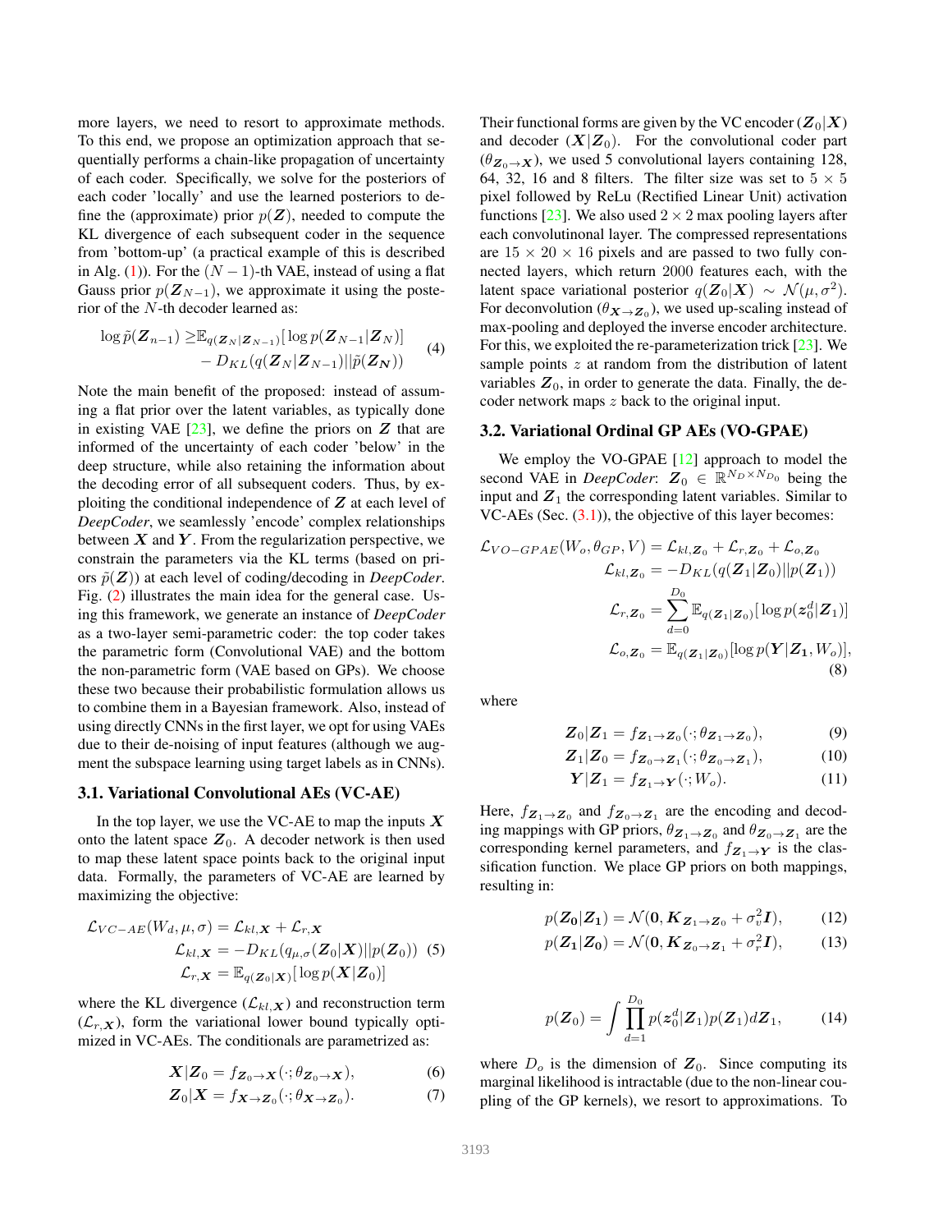more layers, we need to resort to approximate methods. To this end, we propose an optimization approach that sequentially performs a chain-like propagation of uncertainty of each coder. Specifically, we solve for the posteriors of each coder 'locally' and use the learned posteriors to define the (approximate) prior $p(\boldsymbol{Z})$, needed to compute the KL divergence of each subsequent coder in the sequence from 'bottom-up' (a practical example of this is described in Alg. (1)). For the $(N-1)$-th VAE, instead of using a flat Gauss prior $p(\boldsymbol{Z}_{N-1})$, we approximate it using the posterior of the $N$-th decoder learned as:

$$
\begin{aligned}
\log \tilde{p}(\boldsymbol{Z}_{n-1}) \geq & \mathbb{E}_{q(\boldsymbol{Z}_N|\boldsymbol{Z}_{N-1})}[\log p(\boldsymbol{Z}_{N-1}|\boldsymbol{Z}_N)] \\
& - D_{KL}(q(\boldsymbol{Z}_N|\boldsymbol{Z}_{N-1})||\tilde{p}(\boldsymbol{Z}_{\boldsymbol{N}}))
\end{aligned} \tag{4}
$$

Note the main benefit of the proposed: instead of assuming a flat prior over the latent variables, as typically done in existing VAE [23], we define the priors on $\boldsymbol{Z}$ that are informed of the uncertainty of each coder 'below' in the deep structure, while also retaining the information about the decoding error of all subsequent coders. Thus, by exploiting the conditional independence of $\boldsymbol{Z}$ at each level of *DeepCoder*, we seamlessly 'encode' complex relationships between $\boldsymbol{X}$ and $\boldsymbol{Y}$. From the regularization perspective, we constrain the parameters via the KL terms (based on priors $\tilde{p}(\boldsymbol{Z})$) at each level of coding/decoding in *DeepCoder*. Fig. (2) illustrates the main idea for the general case. Using this framework, we generate an instance of *DeepCoder* as a two-layer semi-parametric coder: the top coder takes the parametric form (Convolutional VAE) and the bottom the non-parametric form (VAE based on GPs). We choose these two because their probabilistic formulation allows us to combine them in a Bayesian framework. Also, instead of using directly CNNs in the first layer, we opt for using VAEs due to their de-noising of input features (although we augment the subspace learning using target labels as in CNNs).

### 3.1. Variational Convolutional AEs (VC-AE)

In the top layer, we use the VC-AE to map the inputs $\boldsymbol{X}$ onto the latent space $\boldsymbol{Z}_0$. A decoder network is then used to map these latent space points back to the original input data. Formally, the parameters of VC-AE are learned by maximizing the objective:

$$
\begin{aligned}
\mathcal{L}_{VC-AE}(W_d, \mu, \sigma) &= \mathcal{L}_{kl,\boldsymbol{X}} + \mathcal{L}_{r,\boldsymbol{X}} \\
\mathcal{L}_{kl,\boldsymbol{X}} &= -D_{KL}(q_{\mu,\sigma}(\boldsymbol{Z}_0|\boldsymbol{X})||p(\boldsymbol{Z}_0)) \\
\mathcal{L}_{r,\boldsymbol{X}} &= \mathbb{E}_{q(\boldsymbol{Z}_0|\boldsymbol{X})}[\log p(\boldsymbol{X}|\boldsymbol{Z}_0)]
\end{aligned} \tag{5}
$$

where the KL divergence ($\mathcal{L}_{kl,\boldsymbol{X}}$) and reconstruction term ($\mathcal{L}_{r,\boldsymbol{X}}$), form the variational lower bound typically optimized in VC-AEs. The conditionals are parametrized as:

$$
\boldsymbol{X}|\boldsymbol{Z}_0 = f_{\boldsymbol{Z}_0 \rightarrow \boldsymbol{X}}(\cdot;\theta_{\boldsymbol{Z}_0 \rightarrow \boldsymbol{X}}), \tag{6}
$$

$$
\boldsymbol{Z}_0|\boldsymbol{X} = f_{\boldsymbol{X} \rightarrow \boldsymbol{Z}_0}(\cdot;\theta_{\boldsymbol{X} \rightarrow \boldsymbol{Z}_0}). \tag{7}
$$

Their functional forms are given by the VC encoder ($\boldsymbol{Z}_0|\boldsymbol{X}$) and decoder ($\boldsymbol{X}|\boldsymbol{Z}_0$). For the convolutional coder part ($\theta_{\boldsymbol{Z}_0 \rightarrow \boldsymbol{X}}$), we used 5 convolutional layers containing 128, 64, 32, 16 and 8 filters. The filter size was set to $5 \times 5$ pixel followed by ReLu (Rectified Linear Unit) activation functions [23]. We also used $2 \times 2$ max pooling layers after each convolutinal layer. The compressed representations are $15 \times 20 \times 16$ pixels and are passed to two fully connected layers, which return 2000 features each, with the latent space variational posterior $q(\boldsymbol{Z}_0|\boldsymbol{X}) \sim \mathcal{N}(\mu, \sigma^2)$. For deconvolution ($\theta_{\boldsymbol{X} \rightarrow \boldsymbol{Z}_0}$), we used up-scaling instead of max-pooling and deployed the inverse encoder architecture. For this, we exploited the re-parameterization trick [23]. We sample points $z$ at random from the distribution of latent variables $\boldsymbol{Z}_0$, in order to generate the data. Finally, the decoder network maps $z$ back to the original input.

### 3.2. Variational Ordinal GP AEs (VO-GPAE)

We employ the VO-GPAE [12] approach to model the second VAE in *DeepCoder*: $\boldsymbol{Z}_0 \in \mathbb{R}^{N_D \times N_{D_0}}$ being the input and $\boldsymbol{Z}_1$ the corresponding latent variables. Similar to VC-AEs (Sec. (3.1)), the objective of this layer becomes:

$$
\begin{aligned}
\mathcal{L}_{VO-GPAE}(W_o, \theta_{GP}, V) &= \mathcal{L}_{kl,\boldsymbol{Z}_0} + \mathcal{L}_{r,\boldsymbol{Z}_0} + \mathcal{L}_{o,\boldsymbol{Z}_0} \\
\mathcal{L}_{kl,\boldsymbol{Z}_0} &= -D_{KL}(q(\boldsymbol{Z}_1|\boldsymbol{Z}_0)||p(\boldsymbol{Z}_1)) \\
\mathcal{L}_{r,\boldsymbol{Z}_0} &= \sum_{d=0}^{D_0} \mathbb{E}_{q(\boldsymbol{Z}_1|\boldsymbol{Z}_0)}[\log p(\boldsymbol{z}_0^d|\boldsymbol{Z}_1)] \\
\mathcal{L}_{o,\boldsymbol{Z}_0} &= \mathbb{E}_{q(\boldsymbol{Z}_1|\boldsymbol{Z}_0)}[\log p(\boldsymbol{Y}|\boldsymbol{Z}_1, W_o)],
\end{aligned} \tag{8}
$$

where

$$
\boldsymbol{Z}_0|\boldsymbol{Z}_1 = f_{\boldsymbol{Z}_1 \rightarrow \boldsymbol{Z}_0}(\cdot;\theta_{\boldsymbol{Z}_1 \rightarrow \boldsymbol{Z}_0}), \tag{9}
$$

$$
\boldsymbol{Z}_1|\boldsymbol{Z}_0 = f_{\boldsymbol{Z}_0 \rightarrow \boldsymbol{Z}_1}(\cdot;\theta_{\boldsymbol{Z}_0 \rightarrow \boldsymbol{Z}_1}), \tag{10}
$$

$$
\boldsymbol{Y}|\boldsymbol{Z}_1 = f_{\boldsymbol{Z}_1 \rightarrow \boldsymbol{Y}}(\cdot;W_o). \tag{11}
$$

Here, $f_{\boldsymbol{Z}_1 \rightarrow \boldsymbol{Z}_0}$ and $f_{\boldsymbol{Z}_0 \rightarrow \boldsymbol{Z}_1}$ are the encoding and decoding mappings with GP priors, $\theta_{\boldsymbol{Z}_1 \rightarrow \boldsymbol{Z}_0}$ and $\theta_{\boldsymbol{Z}_0 \rightarrow \boldsymbol{Z}_1}$ are the corresponding kernel parameters, and $f_{\boldsymbol{Z}_1 \rightarrow \boldsymbol{Y}}$ is the classification function. We place GP priors on both mappings, resulting in:

$$
p(\boldsymbol{Z_0}|\boldsymbol{Z_1}) = \mathcal{N}(\boldsymbol{0}, \boldsymbol{K}_{\boldsymbol{Z}_1 \rightarrow \boldsymbol{Z}_0} + \sigma_v^2 \boldsymbol{I}), \tag{12}
$$

$$
p(\boldsymbol{Z_1}|\boldsymbol{Z_0}) = \mathcal{N}(\boldsymbol{0}, \boldsymbol{K}_{\boldsymbol{Z}_0 \rightarrow \boldsymbol{Z}_1} + \sigma_r^2 \boldsymbol{I}), \tag{13}
$$

$$
p(\boldsymbol{Z}_0) = \int \prod_{d=1}^{D_0} p(\boldsymbol{z}_0^d|\boldsymbol{Z}_1) p(\boldsymbol{Z}_1) d\boldsymbol{Z}_1, \tag{14}
$$

where $D_o$ is the dimension of $\boldsymbol{Z}_0$. Since computing its marginal likelihood is intractable (due to the non-linear coupling of the GP kernels), we resort to approximations. To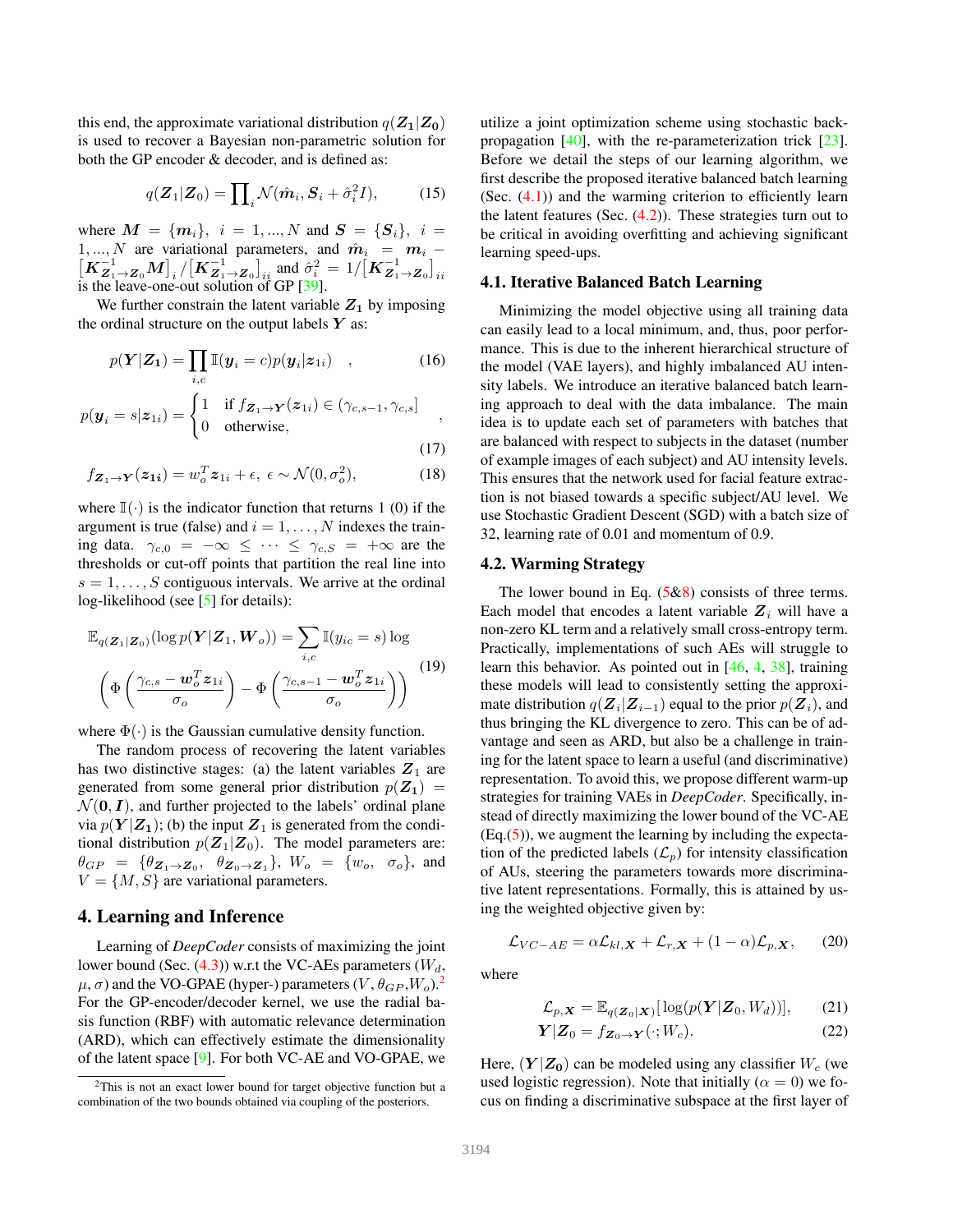this end, the approximate variational distribution $q(\boldsymbol{Z_1}|\boldsymbol{Z_0})$ is used to recover a Bayesian non-parametric solution for both the GP encoder & decoder, and is defined as:

$$q(\boldsymbol{Z}_1|\boldsymbol{Z}_0) = \prod_i \mathcal{N}(\hat{\boldsymbol{m}}_i, \boldsymbol{S}_i + \hat{\sigma}_i^2 I), \tag{15}$$

where $\boldsymbol{M} = \{\boldsymbol{m}_i\},\ i = 1, ..., N$ and $\boldsymbol{S} = \{\boldsymbol{S}_i\},\ i = 1, ..., N$ are variational parameters, and $\hat{\boldsymbol{m}}_i = \boldsymbol{m}_i - \left[\boldsymbol{K}^{-1}_{\boldsymbol{Z}_1\to\boldsymbol{Z}_0}\boldsymbol{M}\right]_i / \left[\boldsymbol{K}^{-1}_{\boldsymbol{Z}_1\to\boldsymbol{Z}_0}\right]_{ii}$ and $\hat{\sigma}_i^2 = 1/\left[\boldsymbol{K}^{-1}_{\boldsymbol{Z}_1\to\boldsymbol{Z}_0}\right]_{ii}$ is the leave-one-out solution of GP [39].

We further constrain the latent variable $\boldsymbol{Z_1}$ by imposing the ordinal structure on the output labels $\boldsymbol{Y}$ as:

$$p(\boldsymbol{Y}|\boldsymbol{Z_1}) = \prod_{i,c} \mathbb{I}(\boldsymbol{y}_i = c) p(\boldsymbol{y}_i|\boldsymbol{z}_{1i}) \quad , \tag{16}$$

$$p(\boldsymbol{y}_i = s|\boldsymbol{z}_{1i}) = \begin{cases} 1 & \text{if } f_{\boldsymbol{Z_1}\to\boldsymbol{Y}}(\boldsymbol{z}_{1i}) \in (\gamma_{c,s-1}, \gamma_{c,s}] \\ 0 & \text{otherwise,} \end{cases} , \tag{17}$$

$$f_{\boldsymbol{Z_1}\to\boldsymbol{Y}}(\boldsymbol{z_{1i}}) = w_o^T \boldsymbol{z}_{1i} + \epsilon,\ \epsilon \sim \mathcal{N}(0, \sigma_o^2), \tag{18}$$

where $\mathbb{I}(\cdot)$ is the indicator function that returns 1 (0) if the argument is true (false) and $i = 1, \ldots, N$ indexes the training data. $\gamma_{c,0} = -\infty \le \cdots \le \gamma_{c,S} = +\infty$ are the thresholds or cut-off points that partition the real line into $s = 1, \ldots, S$ contiguous intervals. We arrive at the ordinal log-likelihood (see [5] for details):

$$\mathbb{E}_{q(\boldsymbol{Z_1}|\boldsymbol{Z_0})}(\log p(\boldsymbol{Y}|\boldsymbol{Z}_1, \boldsymbol{W}_o)) = \sum_{i,c} \mathbb{I}(y_{ic} = s) \log \left( \Phi\left(\frac{\gamma_{c,s} - \boldsymbol{w}_o^T \boldsymbol{z}_{1i}}{\sigma_o}\right) - \Phi\left(\frac{\gamma_{c,s-1} - \boldsymbol{w}_o^T \boldsymbol{z}_{1i}}{\sigma_o}\right)\right) \tag{19}$$

where $\Phi(\cdot)$ is the Gaussian cumulative density function.

The random process of recovering the latent variables has two distinctive stages: (a) the latent variables $\boldsymbol{Z}_1$ are generated from some general prior distribution $p(\boldsymbol{Z_1}) = \mathcal{N}(\boldsymbol{0}, \boldsymbol{I})$, and further projected to the labels' ordinal plane via $p(\boldsymbol{Y}|\boldsymbol{Z_1})$; (b) the input $\boldsymbol{Z}_1$ is generated from the conditional distribution $p(\boldsymbol{Z}_1|\boldsymbol{Z}_0)$. The model parameters are: $\theta_{GP} = \{\theta_{\boldsymbol{Z_1}\to\boldsymbol{Z_0}},\ \theta_{\boldsymbol{Z_0}\to\boldsymbol{Z_1}}\}$, $W_o = \{w_o,\ \sigma_o\}$, and $V = \{M, S\}$ are variational parameters.

# 4. Learning and Inference

Learning of *DeepCoder* consists of maximizing the joint lower bound (Sec. (4.3)) w.r.t the VC-AEs parameters ($W_d$, $\mu$, $\sigma$) and the VO-GPAE (hyper-) parameters ($V$, $\theta_{GP}$,$W_o$).[2] For the GP-encoder/decoder kernel, we use the radial basis function (RBF) with automatic relevance determination (ARD), which can effectively estimate the dimensionality of the latent space [9]. For both VC-AE and VO-GPAE, we utilize a joint optimization scheme using stochastic backpropagation [40], with the re-parameterization trick [23]. Before we detail the steps of our learning algorithm, we first describe the proposed iterative balanced batch learning (Sec. (4.1)) and the warming criterion to efficiently learn the latent features (Sec. (4.2)). These strategies turn out to be critical in avoiding overfitting and achieving significant learning speed-ups.

[2] This is not an exact lower bound for target objective function but a combination of the two bounds obtained via coupling of the posteriors.

## 4.1. Iterative Balanced Batch Learning

Minimizing the model objective using all training data can easily lead to a local minimum, and, thus, poor performance. This is due to the inherent hierarchical structure of the model (VAE layers), and highly imbalanced AU intensity labels. We introduce an iterative balanced batch learning approach to deal with the data imbalance. The main idea is to update each set of parameters with batches that are balanced with respect to subjects in the dataset (number of example images of each subject) and AU intensity levels. This ensures that the network used for facial feature extraction is not biased towards a specific subject/AU level. We use Stochastic Gradient Descent (SGD) with a batch size of 32, learning rate of 0.01 and momentum of 0.9.

## 4.2. Warming Strategy

The lower bound in Eq. (5&8) consists of three terms. Each model that encodes a latent variable $\boldsymbol{Z}_i$ will have a non-zero KL term and a relatively small cross-entropy term. Practically, implementations of such AEs will struggle to learn this behavior. As pointed out in [46, 4, 38], training these models will lead to consistently setting the approximate distribution $q(\boldsymbol{Z}_i|\boldsymbol{Z}_{i-1})$ equal to the prior $p(\boldsymbol{Z}_i)$, and thus bringing the KL divergence to zero. This can be of advantage and seen as ARD, but also be a challenge in training for the latent space to learn a useful (and discriminative) representation. To avoid this, we propose different warm-up strategies for training VAEs in *DeepCoder*. Specifically, instead of directly maximizing the lower bound of the VC-AE (Eq.(5)), we augment the learning by including the expectation of the predicted labels ($\mathcal{L}_p$) for intensity classification of AUs, steering the parameters towards more discriminative latent representations. Formally, this is attained by using the weighted objective given by:

$$\mathcal{L}_{VC-AE} = \alpha \mathcal{L}_{kl,\boldsymbol{X}} + \mathcal{L}_{r,\boldsymbol{X}} + (1-\alpha)\mathcal{L}_{p,\boldsymbol{X}}, \tag{20}$$

where

$$\mathcal{L}_{p,\boldsymbol{X}} = \mathbb{E}_{q(\boldsymbol{Z_0}|\boldsymbol{X})}[\log(p(\boldsymbol{Y}|\boldsymbol{Z}_0, W_d))], \tag{21}$$

$$\boldsymbol{Y}|\boldsymbol{Z}_0 = f_{\boldsymbol{Z_0}\to\boldsymbol{Y}}(\cdot; W_c). \tag{22}$$

Here, $(\boldsymbol{Y}|\boldsymbol{Z_0})$ can be modeled using any classifier $W_c$ (we used logistic regression). Note that initially ($\alpha = 0$) we focus on finding a discriminative subspace at the first layer of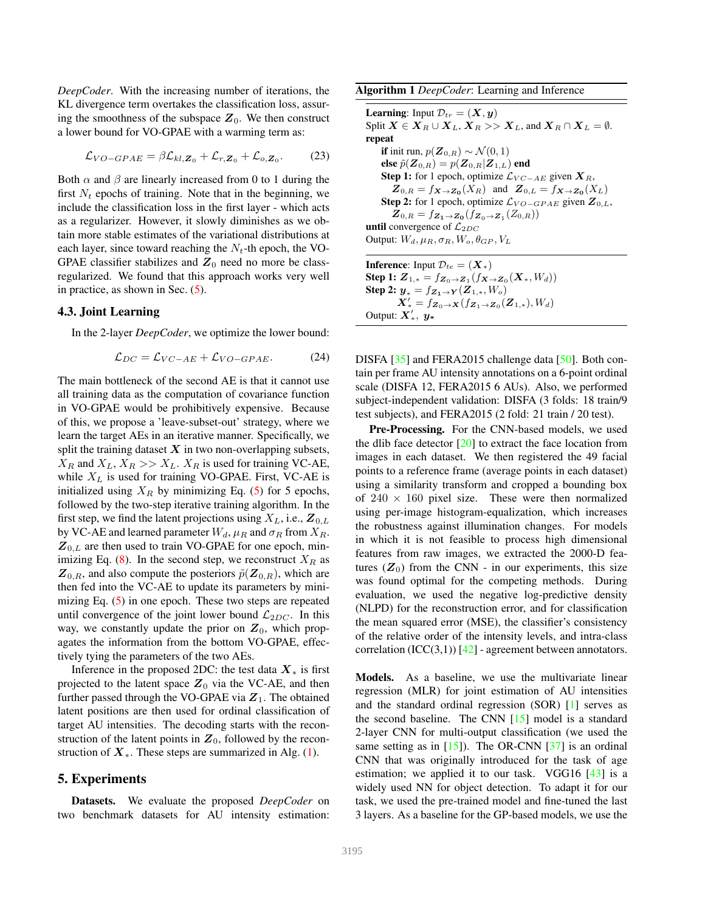*DeepCoder*. With the increasing number of iterations, the KL divergence term overtakes the classification loss, assuring the smoothness of the subspace $\boldsymbol{Z}_0$. We then construct a lower bound for VO-GPAE with a warming term as:

$$\mathcal{L}_{VO-GPAE} = \beta \mathcal{L}_{kl,\boldsymbol{Z}_0} + \mathcal{L}_{r,\boldsymbol{Z}_0} + \mathcal{L}_{o,\boldsymbol{Z}_0}. \tag{23}$$

Both $\alpha$ and $\beta$ are linearly increased from 0 to 1 during the first $N_t$ epochs of training. Note that in the beginning, we include the classification loss in the first layer - which acts as a regularizer. However, it slowly diminishes as we obtain more stable estimates of the variational distributions at each layer, since toward reaching the $N_t$-th epoch, the VO-GPAE classifier stabilizes and $\boldsymbol{Z}_0$ need no more be class-regularized. We found that this approach works very well in practice, as shown in Sec. (5).

### 4.3. Joint Learning

In the 2-layer *DeepCoder*, we optimize the lower bound:

$$\mathcal{L}_{DC} = \mathcal{L}_{VC-AE} + \mathcal{L}_{VO-GPAE}. \tag{24}$$

The main bottleneck of the second AE is that it cannot use all training data as the computation of covariance function in VO-GPAE would be prohibitively expensive. Because of this, we propose a 'leave-subset-out' strategy, where we learn the target AEs in an iterative manner. Specifically, we split the training dataset $\boldsymbol{X}$ in two non-overlapping subsets, $X_R$ and $X_L$, $X_R >> X_L$. $X_R$ is used for training VC-AE, while $X_L$ is used for training VO-GPAE. First, VC-AE is initialized using $X_R$ by minimizing Eq. (5) for 5 epochs, followed by the two-step iterative training algorithm. In the first step, we find the latent projections using $X_L$, i.e., $\boldsymbol{Z}_{0,L}$ by VC-AE and learned parameter $W_d$, $\mu_R$ and $\sigma_R$ from $X_R$. $\boldsymbol{Z}_{0,L}$ are then used to train VO-GPAE for one epoch, minimizing Eq. (8). In the second step, we reconstruct $X_R$ as $\boldsymbol{Z}_{0,R}$, and also compute the posteriors $\tilde{p}(\boldsymbol{Z}_{0,R})$, which are then fed into the VC-AE to update its parameters by minimizing Eq. (5) in one epoch. These two steps are repeated until convergence of the joint lower bound $\mathcal{L}_{2DC}$. In this way, we constantly update the prior on $\boldsymbol{Z}_0$, which propagates the information from the bottom VO-GPAE, effectively tying the parameters of the two AEs.

Inference in the proposed 2DC: the test data $\boldsymbol{X}_*$ is first projected to the latent space $\boldsymbol{Z}_0$ via the VC-AE, and then further passed through the VO-GPAE via $\boldsymbol{Z}_1$. The obtained latent positions are then used for ordinal classification of target AU intensities. The decoding starts with the reconstruction of the latent points in $\boldsymbol{Z}_0$, followed by the reconstruction of $\boldsymbol{X}_*$. These steps are summarized in Alg. (1).

**Algorithm 1** *DeepCoder*: Learning and Inference

**Learning**: Input $\mathcal{D}_{tr} = (\boldsymbol{X}, \boldsymbol{y})$
Split $\boldsymbol{X} \in \boldsymbol{X}_R \cup \boldsymbol{X}_L$, $\boldsymbol{X}_R >> \boldsymbol{X}_L$, and $\boldsymbol{X}_R \cap \boldsymbol{X}_L = \emptyset$.
**repeat**
  **if** init run, $p(\boldsymbol{Z}_{0,R}) \sim \mathcal{N}(0,1)$
  **else** $\tilde{p}(\boldsymbol{Z}_{0,R}) = p(\boldsymbol{Z}_{0,R}|\boldsymbol{Z}_{1,L})$ **end**
  **Step 1:** for 1 epoch, optimize $\mathcal{L}_{VC-AE}$ given $\boldsymbol{X}_R$,
    $\boldsymbol{Z}_{0,R} = f_{\boldsymbol{X}\to\boldsymbol{Z_0}}(X_R)$ and $\boldsymbol{Z}_{0,L} = f_{\boldsymbol{X}\to\boldsymbol{Z_0}}(X_L)$
  **Step 2:** for 1 epoch, optimize $\mathcal{L}_{VO-GPAE}$ given $\boldsymbol{Z}_{0,L}$,
    $\boldsymbol{Z}_{0,R} = f_{\boldsymbol{Z_1}\to\boldsymbol{Z_0}}(f_{\boldsymbol{Z}_0\to\boldsymbol{Z}_1}(Z_{0,R}))$
**until** convergence of $\mathcal{L}_{2DC}$
Output: $W_d, \mu_R, \sigma_R, W_o, \theta_{GP}, V_L$

**Inference**: Input $\mathcal{D}_{te} = (\boldsymbol{X}_*)$
**Step 1:** $\boldsymbol{Z}_{1,*} = f_{\boldsymbol{Z_0}\to\boldsymbol{Z_1}}(f_{\boldsymbol{X}\to\boldsymbol{Z_0}}(\boldsymbol{X}_*, W_d))$
**Step 2:** $\boldsymbol{y}_* = f_{\boldsymbol{Z_1}\to\boldsymbol{Y}}(\boldsymbol{Z}_{1,*}, W_o)$
    $\boldsymbol{X}'_* = f_{\boldsymbol{Z_0}\to\boldsymbol{X}}(f_{\boldsymbol{Z_1}\to\boldsymbol{Z_0}}(\boldsymbol{Z}_{1,*}), W_d)$
Output: $\boldsymbol{X}'_*$, $\boldsymbol{y_*}$

## 5. Experiments

**Datasets.** We evaluate the proposed *DeepCoder* on two benchmark datasets for AU intensity estimation: DISFA [35] and FERA2015 challenge data [50]. Both contain per frame AU intensity annotations on a 6-point ordinal scale (DISFA 12, FERA2015 6 AUs). Also, we performed subject-independent validation: DISFA (3 folds: 18 train/9 test subjects), and FERA2015 (2 fold: 21 train / 20 test).

**Pre-Processing.** For the CNN-based models, we used the dlib face detector [20] to extract the face location from images in each dataset. We then registered the 49 facial points to a reference frame (average points in each dataset) using a similarity transform and cropped a bounding box of 240 $\times$ 160 pixel size. These were then normalized using per-image histogram-equalization, which increases the robustness against illumination changes. For models in which it is not feasible to process high dimensional features from raw images, we extracted the 2000-D features ($\boldsymbol{Z}_0$) from the CNN - in our experiments, this size was found optimal for the competing methods. During evaluation, we used the negative log-predictive density (NLPD) for the reconstruction error, and for classification the mean squared error (MSE), the classifier's consistency of the relative order of the intensity levels, and intra-class correlation (ICC(3,1)) [42] - agreement between annotators.

**Models.** As a baseline, we use the multivariate linear regression (MLR) for joint estimation of AU intensities and the standard ordinal regression (SOR) [1] serves as the second baseline. The CNN [15] model is a standard 2-layer CNN for multi-output classification (we used the same setting as in [15]). The OR-CNN [37] is an ordinal CNN that was originally introduced for the task of age estimation; we applied it to our task. VGG16 [43] is a widely used NN for object detection. To adapt it for our task, we used the pre-trained model and fine-tuned the last 3 layers. As a baseline for the GP-based models, we use the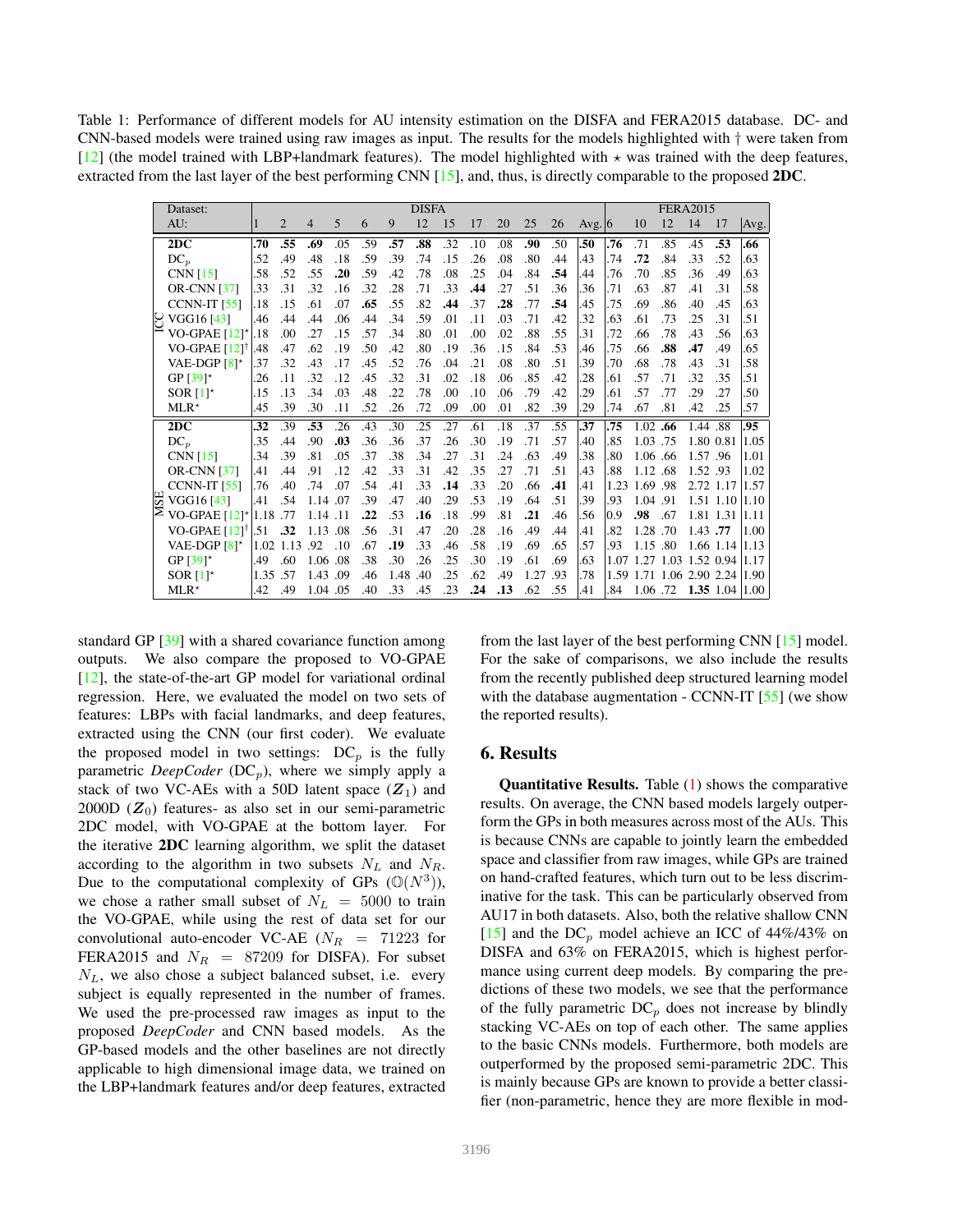Table 1: Performance of different models for AU intensity estimation on the DISFA and FERA2015 database. DC- and CNN-based models were trained using raw images as input. The results for the models highlighted with † were taken from [12] (the model trained with LBP+landmark features). The model highlighted with ⋆ was trained with the deep features, extracted from the last layer of the best performing CNN [15], and, thus, is directly comparable to the proposed **2DC**.

| | Dataset: | DISFA | | | | | | | | | | | | | FERA2015 | | | | | |
|---|---|---|---|---|---|---|---|---|---|---|---|---|---|---|---|---|---|---|---|---|
| | AU: | 1 | 2 | 4 | 5 | 6 | 9 | 12 | 15 | 17 | 20 | 25 | 26 | Avg. | 6 | 10 | 12 | 14 | 17 | Avg. |
| ICC | **2DC** | **.70** | **.55** | **.69** | .05 | .59 | **.57** | **.88** | .32 | .10 | .08 | **.90** | .50 | **.50** | **.76** | .71 | .85 | .45 | **.53** | **.66** |
| | $DC_p$ | .52 | .49 | .48 | .18 | .59 | .39 | .74 | .15 | .26 | .08 | .80 | .44 | .43 | .74 | **.72** | .84 | .33 | .52 | .63 |
| | CNN [15] | .58 | .52 | .55 | **.20** | .59 | .42 | .78 | .08 | .25 | .04 | .84 | **.54** | .44 | .76 | .70 | .85 | .36 | .49 | .63 |
| | OR-CNN [37] | .33 | .31 | .32 | .16 | .32 | .28 | .71 | .33 | **.44** | .27 | .51 | .36 | .36 | .71 | .63 | .87 | .41 | .31 | .58 |
| | CCNN-IT [55] | .18 | .15 | .61 | .07 | **.65** | .55 | .82 | **.44** | .37 | **.28** | .77 | **.54** | .45 | .75 | .69 | .86 | .40 | .45 | .63 |
| | VGG16 [43] | .46 | .44 | .44 | .06 | .44 | .34 | .59 | .01 | .11 | .03 | .71 | .42 | .32 | .63 | .61 | .73 | .25 | .31 | .51 |
| | VO-GPAE [12]⋆ | .18 | .00 | .27 | .15 | .57 | .34 | .80 | .01 | .00 | .02 | .88 | .55 | .31 | .72 | .66 | .78 | .43 | .56 | .63 |
| | VO-GPAE [12]† | .48 | .47 | .62 | .19 | .50 | .42 | .80 | .19 | .36 | .15 | .84 | .53 | .46 | .75 | .66 | **.88** | **.47** | .49 | .65 |
| | VAE-DGP [8]⋆ | .37 | .32 | .43 | .17 | .45 | .52 | .76 | .04 | .21 | .08 | .80 | .51 | .39 | .70 | .68 | .78 | .43 | .31 | .58 |
| | GP [39]⋆ | .26 | .11 | .32 | .12 | .45 | .32 | .31 | .02 | .18 | .06 | .85 | .42 | .28 | .61 | .57 | .71 | .32 | .35 | .51 |
| | SOR [1]⋆ | .15 | .13 | .34 | .03 | .48 | .22 | .78 | .00 | .10 | .06 | .79 | .42 | .29 | .61 | .57 | .77 | .29 | .27 | .50 |
| | MLR⋆ | .45 | .39 | .30 | .11 | .52 | .26 | .72 | .09 | .00 | .01 | .82 | .39 | .29 | .74 | .67 | .81 | .42 | .25 | .57 |
| MSE | **2DC** | **.32** | .39 | **.53** | .26 | .43 | .30 | .25 | .27 | .61 | .18 | .37 | .55 | **.37** | **.75** | 1.02 | **.66** | 1.44 | .88 | **.95** |
| | $DC_p$ | .35 | .44 | .90 | **.03** | .36 | .36 | .37 | .26 | .30 | .19 | .71 | .57 | .40 | .85 | 1.03 | .75 | 1.80 | 0.81 | 1.05 |
| | CNN [15] | .34 | .39 | .81 | .05 | .37 | .38 | .34 | .27 | .31 | .24 | .63 | .49 | .38 | .80 | 1.06 | .66 | 1.57 | .96 | 1.01 |
| | OR-CNN [37] | .41 | .44 | .91 | .12 | .42 | .33 | .31 | .42 | .35 | .27 | .71 | .51 | .43 | .88 | 1.12 | .68 | 1.52 | .93 | 1.02 |
| | CCNN-IT [55] | .76 | .40 | .74 | .07 | .54 | .41 | .33 | **.14** | .33 | .20 | .66 | **.41** | .41 | 1.23 | 1.69 | .98 | 2.72 | 1.17 | 1.57 |
| | VGG16 [43] | .41 | .54 | 1.14 | .07 | .39 | .47 | .40 | .29 | .53 | .19 | .64 | .51 | .39 | .93 | 1.04 | .91 | 1.51 | 1.10 | 1.10 |
| | VO-GPAE [12]⋆ | 1.18 | .77 | 1.14 | .11 | **.22** | .53 | **.16** | .18 | .99 | .81 | **.21** | .46 | .56 | 0.9 | **.98** | .67 | 1.81 | 1.31 | 1.11 |
| | VO-GPAE [12]† | .51 | **.32** | 1.13 | .08 | .56 | .31 | .47 | .20 | .28 | .16 | .49 | .44 | .41 | .82 | 1.28 | .70 | 1.43 | **.77** | 1.00 |
| | VAE-DGP [8]⋆ | 1.02 | 1.13 | .92 | .10 | .67 | **.19** | .33 | .46 | .58 | .19 | .69 | .65 | .57 | .93 | 1.15 | .80 | 1.66 | 1.14 | 1.13 |
| | GP [39]⋆ | .49 | .60 | 1.06 | .08 | .38 | .30 | .26 | .25 | .30 | .19 | .61 | .69 | .63 | 1.07 | 1.27 | 1.03 | 1.52 | 0.94 | 1.17 |
| | SOR [1]⋆ | 1.35 | .57 | 1.43 | .09 | .46 | 1.48 | .40 | .25 | .62 | .49 | 1.27 | .93 | .78 | 1.59 | 1.71 | 1.06 | 2.90 | 2.24 | 1.90 |
| | MLR⋆ | .42 | .49 | 1.04 | .05 | .40 | .33 | .45 | .23 | **.24** | **.13** | .62 | .55 | .41 | .84 | 1.06 | .72 | **1.35** | 1.04 | 1.00 |

standard GP [39] with a shared covariance function among outputs. We also compare the proposed to VO-GPAE [12], the state-of-the-art GP model for variational ordinal regression. Here, we evaluated the model on two sets of features: LBPs with facial landmarks, and deep features, extracted using the CNN (our first coder). We evaluate the proposed model in two settings: $DC_p$ is the fully parametric *DeepCoder* ($DC_p$), where we simply apply a stack of two VC-AEs with a 50D latent space ($\boldsymbol{Z}_1$) and 2000D ($\boldsymbol{Z}_0$) features- as also set in our semi-parametric 2DC model, with VO-GPAE at the bottom layer. For the iterative **2DC** learning algorithm, we split the dataset according to the algorithm in two subsets $N_L$ and $N_R$. Due to the computational complexity of GPs ($\mathbb{O}(N^3)$), we chose a rather small subset of $N_L = 5000$ to train the VO-GPAE, while using the rest of data set for our convolutional auto-encoder VC-AE ($N_R = 71223$ for FERA2015 and $N_R = 87209$ for DISFA). For subset $N_L$, we also chose a subject balanced subset, i.e. every subject is equally represented in the number of frames. We used the pre-processed raw images as input to the proposed *DeepCoder* and CNN based models. As the GP-based models and the other baselines are not directly applicable to high dimensional image data, we trained on the LBP+landmark features and/or deep features, extracted from the last layer of the best performing CNN [15] model. For the sake of comparisons, we also include the results from the recently published deep structured learning model with the database augmentation - CCNN-IT [55] (we show the reported results).

## 6. Results

**Quantitative Results.** Table (1) shows the comparative results. On average, the CNN based models largely outperform the GPs in both measures across most of the AUs. This is because CNNs are capable to jointly learn the embedded space and classifier from raw images, while GPs are trained on hand-crafted features, which turn out to be less discriminative for the task. This can be particularly observed from AU17 in both datasets. Also, both the relative shallow CNN [15] and the $DC_p$ model achieve an ICC of 44%/43% on DISFA and 63% on FERA2015, which is highest performance using current deep models. By comparing the predictions of these two models, we see that the performance of the fully parametric $DC_p$ does not increase by blindly stacking VC-AEs on top of each other. The same applies to the basic CNNs models. Furthermore, both models are outperformed by the proposed semi-parametric 2DC. This is mainly because GPs are known to provide a better classifier (non-parametric, hence they are more flexible in mod-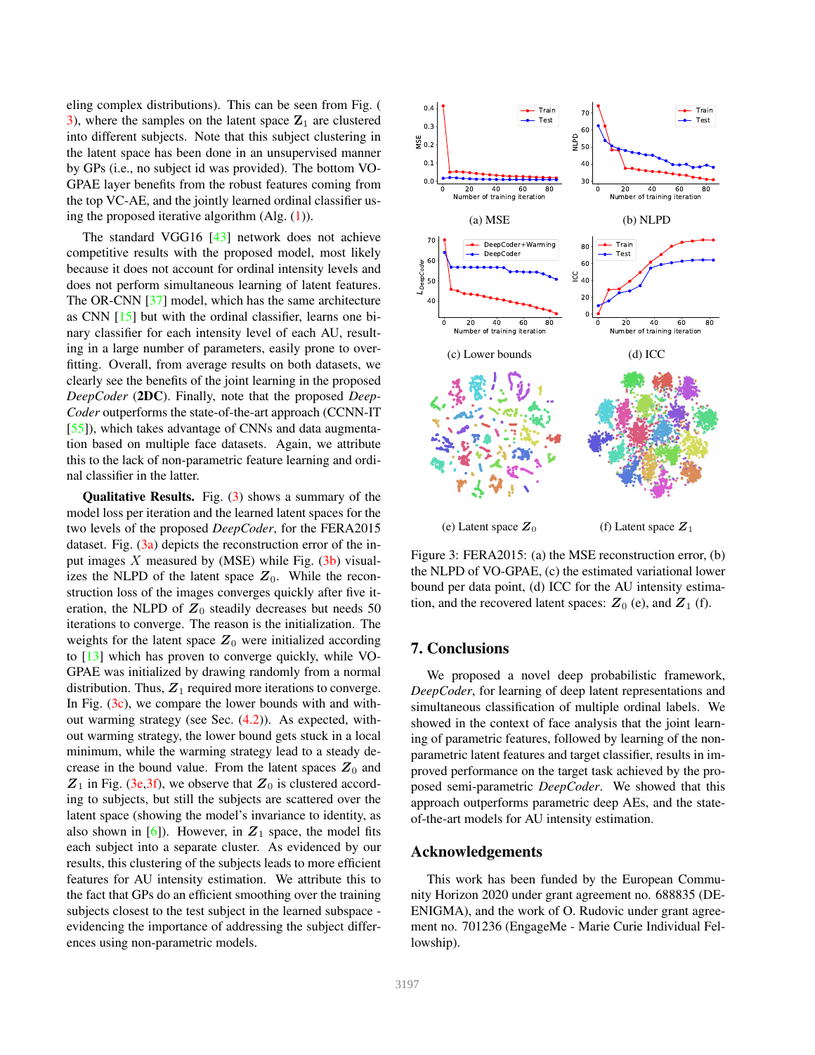eling complex distributions). This can be seen from Fig. (3), where the samples on the latent space $\mathbf{Z}_1$ are clustered into different subjects. Note that this subject clustering in the latent space has been done in an unsupervised manner by GPs (i.e., no subject id was provided). The bottom VO-GPAE layer benefits from the robust features coming from the top VC-AE, and the jointly learned ordinal classifier using the proposed iterative algorithm (Alg. (1)).

The standard VGG16 [43] network does not achieve competitive results with the proposed model, most likely because it does not account for ordinal intensity levels and does not perform simultaneous learning of latent features. The OR-CNN [37] model, which has the same architecture as CNN [15] but with the ordinal classifier, learns one binary classifier for each intensity level of each AU, resulting in a large number of parameters, easily prone to overfitting. Overall, from average results on both datasets, we clearly see the benefits of the joint learning in the proposed *DeepCoder* (**2DC**). Finally, note that the proposed *DeepCoder* outperforms the state-of-the-art approach (CCNN-IT [55]), which takes advantage of CNNs and data augmentation based on multiple face datasets. Again, we attribute this to the lack of non-parametric feature learning and ordinal classifier in the latter.

**Qualitative Results.** Fig. (3) shows a summary of the model loss per iteration and the learned latent spaces for the two levels of the proposed *DeepCoder*, for the FERA2015 dataset. Fig. (3a) depicts the reconstruction error of the input images $X$ measured by (MSE) while Fig. (3b) visualizes the NLPD of the latent space $\boldsymbol{Z}_0$. While the reconstruction loss of the images converges quickly after five iteration, the NLPD of $\boldsymbol{Z}_0$ steadily decreases but needs 50 iterations to converge. The reason is the initialization. The weights for the latent space $\boldsymbol{Z}_0$ were initialized according to [13] which has proven to converge quickly, while VO-GPAE was initialized by drawing randomly from a normal distribution. Thus, $\boldsymbol{Z}_1$ required more iterations to converge. In Fig. (3c), we compare the lower bounds with and without warming strategy (see Sec. (4.2)). As expected, without warming strategy, the lower bound gets stuck in a local minimum, while the warming strategy lead to a steady decrease in the bound value. From the latent spaces $\boldsymbol{Z}_0$ and $\boldsymbol{Z}_1$ in Fig. (3e,3f), we observe that $\boldsymbol{Z}_0$ is clustered according to subjects, but still the subjects are scattered over the latent space (showing the model's invariance to identity, as also shown in [6]). However, in $\boldsymbol{Z}_1$ space, the model fits each subject into a separate cluster. As evidenced by our results, this clustering of the subjects leads to more efficient features for AU intensity estimation. We attribute this to the fact that GPs do an efficient smoothing over the training subjects closest to the test subject in the learned subspace - evidencing the importance of addressing the subject differences using non-parametric models.

(a) MSE (b) NLPD (c) Lower bounds (d) ICC (e) Latent space $\boldsymbol{Z}_0$ (f) Latent space $\boldsymbol{Z}_1$

Figure 3: FERA2015: (a) the MSE reconstruction error, (b) the NLPD of VO-GPAE, (c) the estimated variational lower bound per data point, (d) ICC for the AU intensity estimation, and the recovered latent spaces: $\boldsymbol{Z}_0$ (e), and $\boldsymbol{Z}_1$ (f).

## 7. Conclusions

We proposed a novel deep probabilistic framework, *DeepCoder*, for learning of deep latent representations and simultaneous classification of multiple ordinal labels. We showed in the context of face analysis that the joint learning of parametric features, followed by learning of the non-parametric latent features and target classifier, results in improved performance on the target task achieved by the proposed semi-parametric *DeepCoder*. We showed that this approach outperforms parametric deep AEs, and the state-of-the-art models for AU intensity estimation.

## Acknowledgements

This work has been funded by the European Community Horizon 2020 under grant agreement no. 688835 (DE-ENIGMA), and the work of O. Rudovic under grant agreement no. 701236 (EngageMe - Marie Curie Individual Fellowship).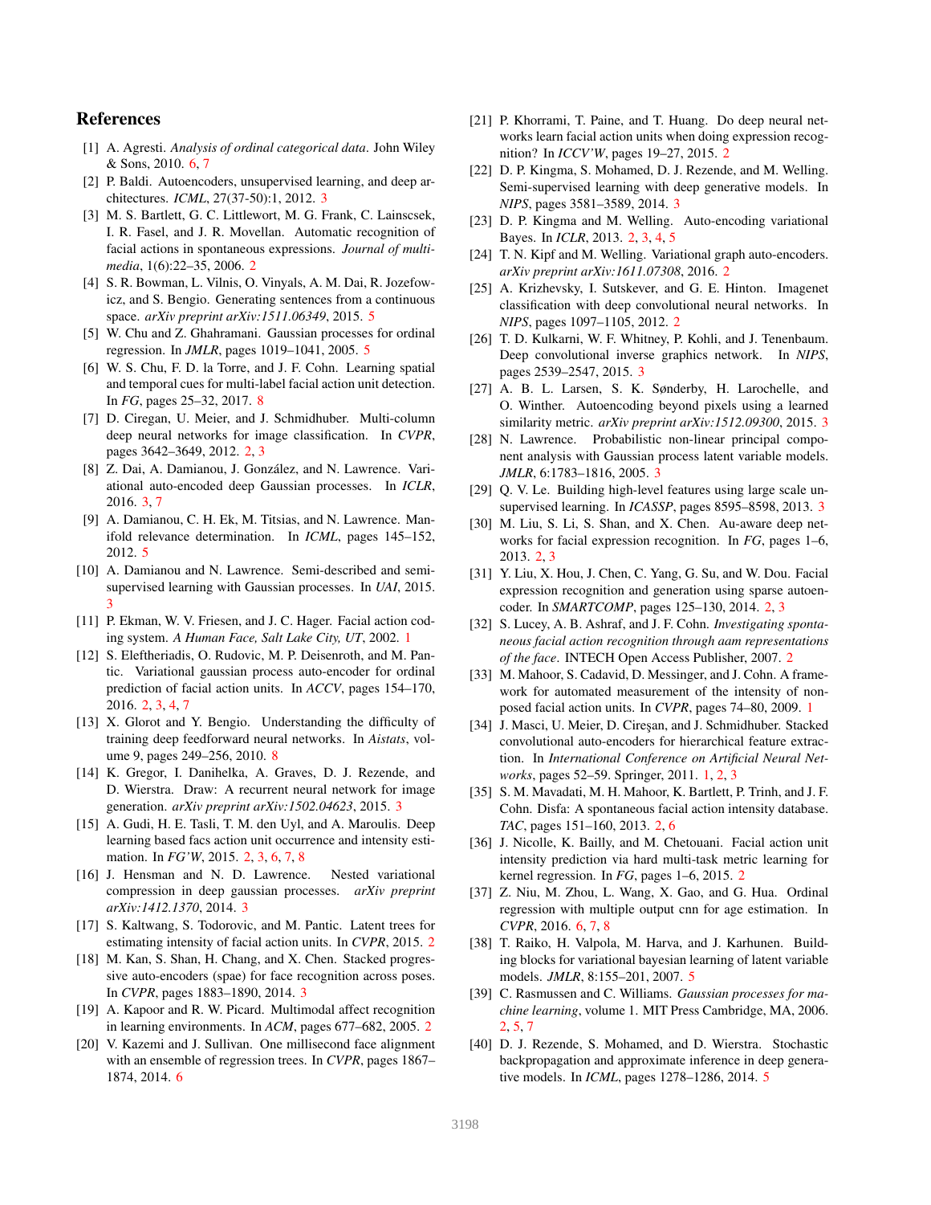## References

[1] A. Agresti. *Analysis of ordinal categorical data*. John Wiley & Sons, 2010. 6, 7

[2] P. Baldi. Autoencoders, unsupervised learning, and deep architectures. *ICML*, 27(37-50):1, 2012. 3

[3] M. S. Bartlett, G. C. Littlewort, M. G. Frank, C. Lainscsek, I. R. Fasel, and J. R. Movellan. Automatic recognition of facial actions in spontaneous expressions. *Journal of multimedia*, 1(6):22–35, 2006. 2

[4] S. R. Bowman, L. Vilnis, O. Vinyals, A. M. Dai, R. Jozefowicz, and S. Bengio. Generating sentences from a continuous space. *arXiv preprint arXiv:1511.06349*, 2015. 5

[5] W. Chu and Z. Ghahramani. Gaussian processes for ordinal regression. In *JMLR*, pages 1019–1041, 2005. 5

[6] W. S. Chu, F. D. la Torre, and J. F. Cohn. Learning spatial and temporal cues for multi-label facial action unit detection. In *FG*, pages 25–32, 2017. 8

[7] D. Ciregan, U. Meier, and J. Schmidhuber. Multi-column deep neural networks for image classification. In *CVPR*, pages 3642–3649, 2012. 2, 3

[8] Z. Dai, A. Damianou, J. González, and N. Lawrence. Variational auto-encoded deep Gaussian processes. In *ICLR*, 2016. 3, 7

[9] A. Damianou, C. H. Ek, M. Titsias, and N. Lawrence. Manifold relevance determination. In *ICML*, pages 145–152, 2012. 5

[10] A. Damianou and N. Lawrence. Semi-described and semi-supervised learning with Gaussian processes. In *UAI*, 2015. 3

[11] P. Ekman, W. V. Friesen, and J. C. Hager. Facial action coding system. *A Human Face, Salt Lake City, UT*, 2002. 1

[12] S. Eleftheriadis, O. Rudovic, M. P. Deisenroth, and M. Pantic. Variational gaussian process auto-encoder for ordinal prediction of facial action units. In *ACCV*, pages 154–170, 2016. 2, 3, 4, 7

[13] X. Glorot and Y. Bengio. Understanding the difficulty of training deep feedforward neural networks. In *Aistats*, volume 9, pages 249–256, 2010. 8

[14] K. Gregor, I. Danihelka, A. Graves, D. J. Rezende, and D. Wierstra. Draw: A recurrent neural network for image generation. *arXiv preprint arXiv:1502.04623*, 2015. 3

[15] A. Gudi, H. E. Tasli, T. M. den Uyl, and A. Maroulis. Deep learning based facs action unit occurrence and intensity estimation. In *FG'W*, 2015. 2, 3, 6, 7, 8

[16] J. Hensman and N. D. Lawrence. Nested variational compression in deep gaussian processes. *arXiv preprint arXiv:1412.1370*, 2014. 3

[17] S. Kaltwang, S. Todorovic, and M. Pantic. Latent trees for estimating intensity of facial action units. In *CVPR*, 2015. 2

[18] M. Kan, S. Shan, H. Chang, and X. Chen. Stacked progressive auto-encoders (spae) for face recognition across poses. In *CVPR*, pages 1883–1890, 2014. 3

[19] A. Kapoor and R. W. Picard. Multimodal affect recognition in learning environments. In *ACM*, pages 677–682, 2005. 2

[20] V. Kazemi and J. Sullivan. One millisecond face alignment with an ensemble of regression trees. In *CVPR*, pages 1867–1874, 2014. 6

[21] P. Khorrami, T. Paine, and T. Huang. Do deep neural networks learn facial action units when doing expression recognition? In *ICCV'W*, pages 19–27, 2015. 2

[22] D. P. Kingma, S. Mohamed, D. J. Rezende, and M. Welling. Semi-supervised learning with deep generative models. In *NIPS*, pages 3581–3589, 2014. 3

[23] D. P. Kingma and M. Welling. Auto-encoding variational Bayes. In *ICLR*, 2013. 2, 3, 4, 5

[24] T. N. Kipf and M. Welling. Variational graph auto-encoders. *arXiv preprint arXiv:1611.07308*, 2016. 2

[25] A. Krizhevsky, I. Sutskever, and G. E. Hinton. Imagenet classification with deep convolutional neural networks. In *NIPS*, pages 1097–1105, 2012. 2

[26] T. D. Kulkarni, W. F. Whitney, P. Kohli, and J. Tenenbaum. Deep convolutional inverse graphics network. In *NIPS*, pages 2539–2547, 2015. 3

[27] A. B. L. Larsen, S. K. Sønderby, H. Larochelle, and O. Winther. Autoencoding beyond pixels using a learned similarity metric. *arXiv preprint arXiv:1512.09300*, 2015. 3

[28] N. Lawrence. Probabilistic non-linear principal component analysis with Gaussian process latent variable models. *JMLR*, 6:1783–1816, 2005. 3

[29] Q. V. Le. Building high-level features using large scale unsupervised learning. In *ICASSP*, pages 8595–8598, 2013. 3

[30] M. Liu, S. Li, S. Shan, and X. Chen. Au-aware deep networks for facial expression recognition. In *FG*, pages 1–6, 2013. 2, 3

[31] Y. Liu, X. Hou, J. Chen, C. Yang, G. Su, and W. Dou. Facial expression recognition and generation using sparse autoencoder. In *SMARTCOMP*, pages 125–130, 2014. 2, 3

[32] S. Lucey, A. B. Ashraf, and J. F. Cohn. *Investigating spontaneous facial action recognition through aam representations of the face*. INTECH Open Access Publisher, 2007. 2

[33] M. Mahoor, S. Cadavid, D. Messinger, and J. Cohn. A framework for automated measurement of the intensity of non-posed facial action units. In *CVPR*, pages 74–80, 2009. 1

[34] J. Masci, U. Meier, D. Cireşan, and J. Schmidhuber. Stacked convolutional auto-encoders for hierarchical feature extraction. In *International Conference on Artificial Neural Networks*, pages 52–59. Springer, 2011. 1, 2, 3

[35] S. M. Mavadati, M. H. Mahoor, K. Bartlett, P. Trinh, and J. F. Cohn. Disfa: A spontaneous facial action intensity database. *TAC*, pages 151–160, 2013. 2, 6

[36] J. Nicolle, K. Bailly, and M. Chetouani. Facial action unit intensity prediction via hard multi-task metric learning for kernel regression. In *FG*, pages 1–6, 2015. 2

[37] Z. Niu, M. Zhou, L. Wang, X. Gao, and G. Hua. Ordinal regression with multiple output cnn for age estimation. In *CVPR*, 2016. 6, 7, 8

[38] T. Raiko, H. Valpola, M. Harva, and J. Karhunen. Building blocks for variational bayesian learning of latent variable models. *JMLR*, 8:155–201, 2007. 5

[39] C. Rasmussen and C. Williams. *Gaussian processes for machine learning*, volume 1. MIT Press Cambridge, MA, 2006. 2, 5, 7

[40] D. J. Rezende, S. Mohamed, and D. Wierstra. Stochastic backpropagation and approximate inference in deep generative models. In *ICML*, pages 1278–1286, 2014. 5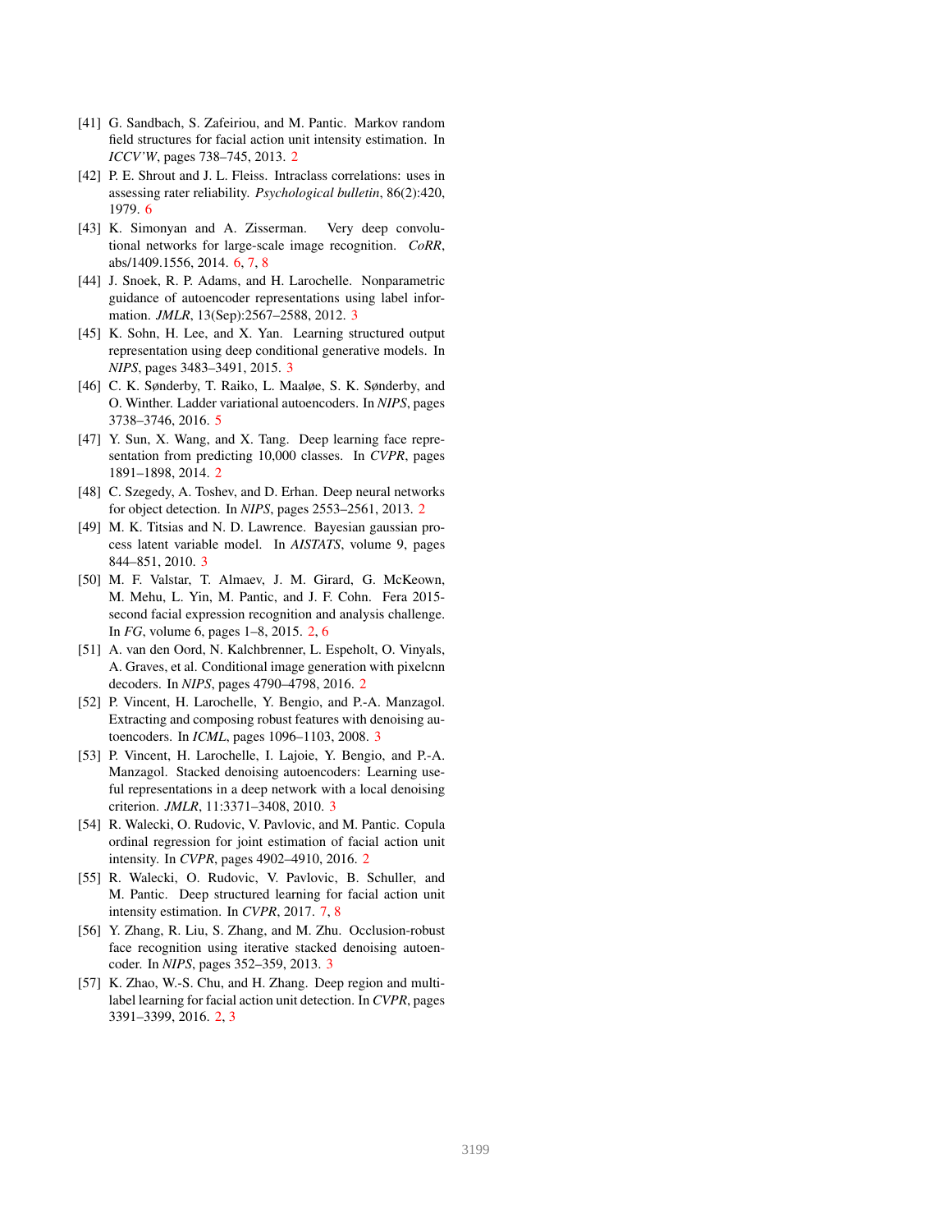[41] G. Sandbach, S. Zafeiriou, and M. Pantic. Markov random field structures for facial action unit intensity estimation. In *ICCV'W*, pages 738–745, 2013. 2

[42] P. E. Shrout and J. L. Fleiss. Intraclass correlations: uses in assessing rater reliability. *Psychological bulletin*, 86(2):420, 1979. 6

[43] K. Simonyan and A. Zisserman. Very deep convolutional networks for large-scale image recognition. *CoRR*, abs/1409.1556, 2014. 6, 7, 8

[44] J. Snoek, R. P. Adams, and H. Larochelle. Nonparametric guidance of autoencoder representations using label information. *JMLR*, 13(Sep):2567–2588, 2012. 3

[45] K. Sohn, H. Lee, and X. Yan. Learning structured output representation using deep conditional generative models. In *NIPS*, pages 3483–3491, 2015. 3

[46] C. K. Sønderby, T. Raiko, L. Maaløe, S. K. Sønderby, and O. Winther. Ladder variational autoencoders. In *NIPS*, pages 3738–3746, 2016. 5

[47] Y. Sun, X. Wang, and X. Tang. Deep learning face representation from predicting 10,000 classes. In *CVPR*, pages 1891–1898, 2014. 2

[48] C. Szegedy, A. Toshev, and D. Erhan. Deep neural networks for object detection. In *NIPS*, pages 2553–2561, 2013. 2

[49] M. K. Titsias and N. D. Lawrence. Bayesian gaussian process latent variable model. In *AISTATS*, volume 9, pages 844–851, 2010. 3

[50] M. F. Valstar, T. Almaev, J. M. Girard, G. McKeown, M. Mehu, L. Yin, M. Pantic, and J. F. Cohn. Fera 2015-second facial expression recognition and analysis challenge. In *FG*, volume 6, pages 1–8, 2015. 2, 6

[51] A. van den Oord, N. Kalchbrenner, L. Espeholt, O. Vinyals, A. Graves, et al. Conditional image generation with pixelcnn decoders. In *NIPS*, pages 4790–4798, 2016. 2

[52] P. Vincent, H. Larochelle, Y. Bengio, and P.-A. Manzagol. Extracting and composing robust features with denoising autoencoders. In *ICML*, pages 1096–1103, 2008. 3

[53] P. Vincent, H. Larochelle, I. Lajoie, Y. Bengio, and P.-A. Manzagol. Stacked denoising autoencoders: Learning useful representations in a deep network with a local denoising criterion. *JMLR*, 11:3371–3408, 2010. 3

[54] R. Walecki, O. Rudovic, V. Pavlovic, and M. Pantic. Copula ordinal regression for joint estimation of facial action unit intensity. In *CVPR*, pages 4902–4910, 2016. 2

[55] R. Walecki, O. Rudovic, V. Pavlovic, B. Schuller, and M. Pantic. Deep structured learning for facial action unit intensity estimation. In *CVPR*, 2017. 7, 8

[56] Y. Zhang, R. Liu, S. Zhang, and M. Zhu. Occlusion-robust face recognition using iterative stacked denoising autoencoder. In *NIPS*, pages 352–359, 2013. 3

[57] K. Zhao, W.-S. Chu, and H. Zhang. Deep region and multi-label learning for facial action unit detection. In *CVPR*, pages 3391–3399, 2016. 2, 3